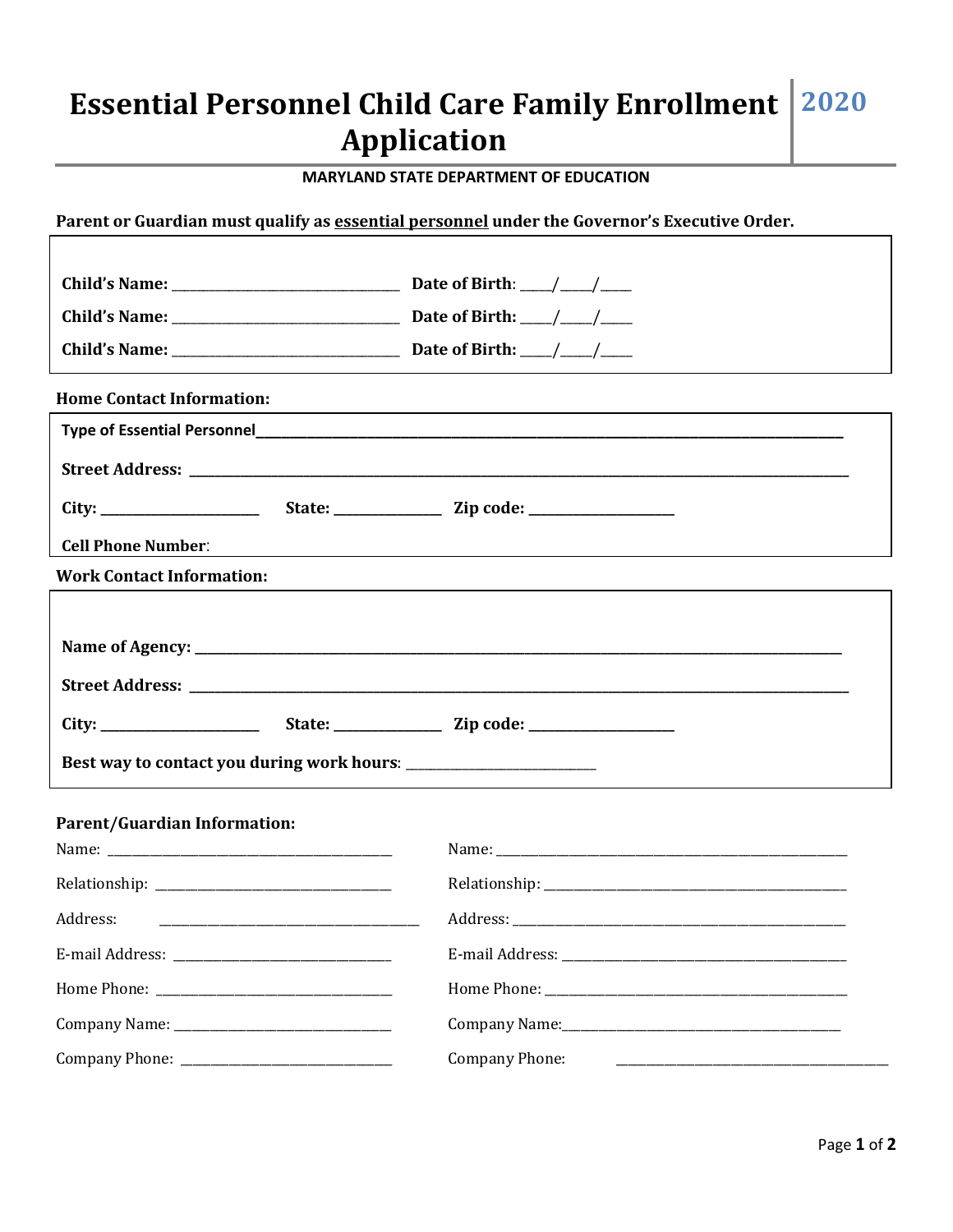# Essential Personnel Child Care Family Enrollment Application

**2020**

**MARYLAND STATE DEPARTMENT OF EDUCATION**

**Parent or Guardian must qualify as <u>essential personnel</u> under the Governor's Executive Order.**

**Child's Name:** ______________________________ **Date of Birth**: ____/____/____

**Child's Name:** ______________________________ **Date of Birth:** ____/____/____

**Child's Name:** ______________________________ **Date of Birth:** ____/____/____

**Home Contact Information:**

**Type of Essential Personnel**________________________________________________________________________________

**Street Address:** ________________________________________________________________________________

**City:** ____________________ **State:** _____________ **Zip code:** __________________

**Cell Phone Number**:

**Work Contact Information:**

**Name of Agency:** ________________________________________________________________________________

**Street Address:** ________________________________________________________________________________

**City:** ____________________ **State:** _____________ **Zip code:** __________________

**Best way to contact you during work hours**: _________________________

**Parent/Guardian Information:**

Name: ________________________________________

Relationship: ________________________________

Address: ________________________________________

E-mail Address: ______________________________

Home Phone: _________________________________

Company Name: ______________________________

Company Phone: ______________________________

Name: ________________________________________

Relationship: ________________________________

Address: ________________________________________

E-mail Address: ______________________________

Home Phone: _________________________________

Company Name: ______________________________

Company Phone: ______________________________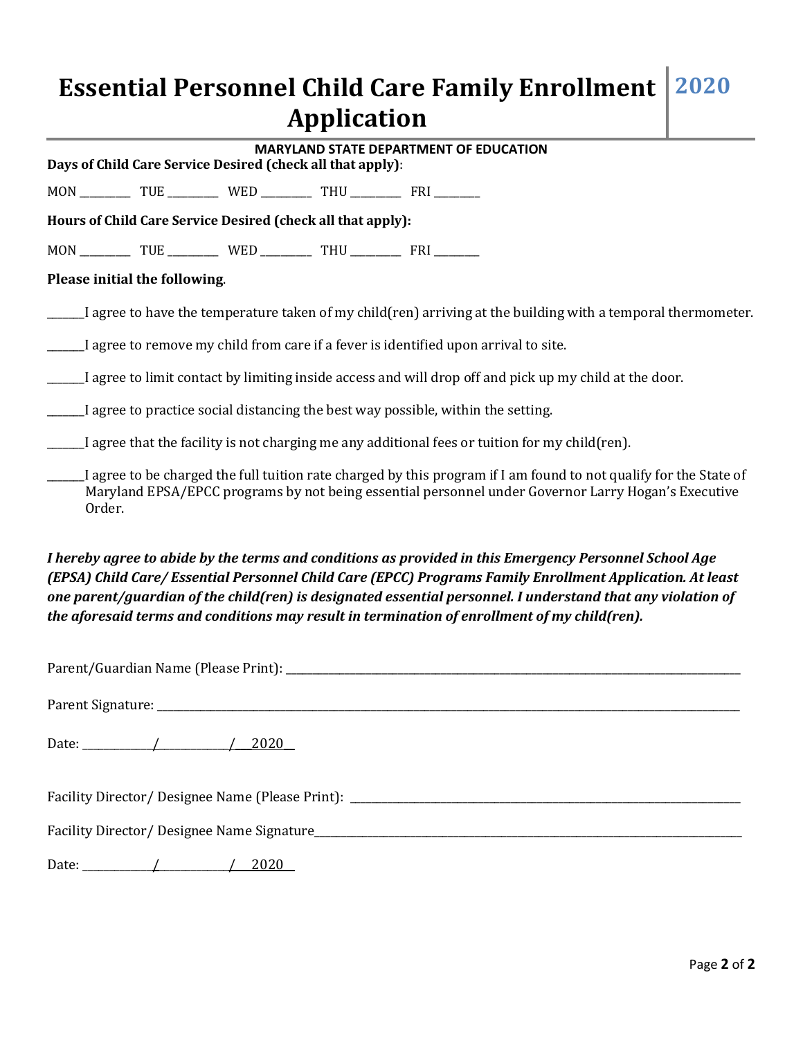# Essential Personnel Child Care Family Enrollment Application

**2020**

**MARYLAND STATE DEPARTMENT OF EDUCATION**

**Days of Child Care Service Desired (check all that apply)**:

MON _________ TUE _________ WED _________ THU _________ FRI ________

**Hours of Child Care Service Desired (check all that apply):**

MON _________ TUE _________ WED _________ THU _________ FRI ________

**Please initial the following**.

_______I agree to have the temperature taken of my child(ren) arriving at the building with a temporal thermometer.

_______I agree to remove my child from care if a fever is identified upon arrival to site.

_______I agree to limit contact by limiting inside access and will drop off and pick up my child at the door.

_______I agree to practice social distancing the best way possible, within the setting.

_______I agree that the facility is not charging me any additional fees or tuition for my child(ren).

_______I agree to be charged the full tuition rate charged by this program if I am found to not qualify for the State of Maryland EPSA/EPCC programs by not being essential personnel under Governor Larry Hogan's Executive Order.

***I hereby agree to abide by the terms and conditions as provided in this Emergency Personnel School Age (EPSA) Child Care/ Essential Personnel Child Care (EPCC) Programs Family Enrollment Application. At least one parent/guardian of the child(ren) is designated essential personnel. I understand that any violation of the aforesaid terms and conditions may result in termination of enrollment of my child(ren).***

Parent/Guardian Name (Please Print): ____________________________________________

Parent Signature: ____________________________________________

Date: ____________/____________/___2020__

Facility Director/ Designee Name (Please Print): ____________________________________________

Facility Director/ Designee Name Signature____________________________________________

Date: ____________/____________/___2020___